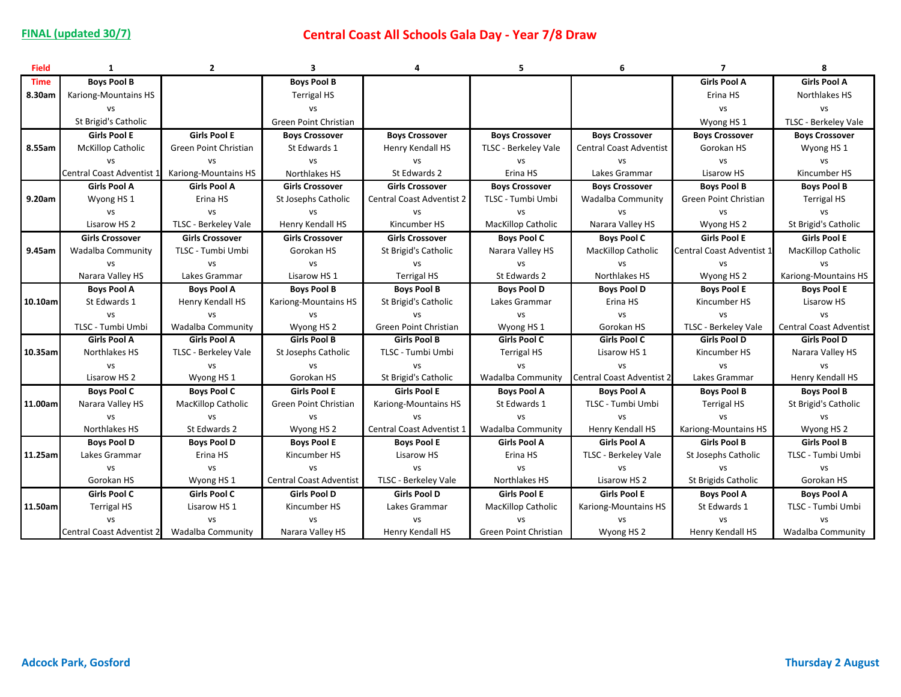FINAL (updated 30/7)

# Central Coast All Schools Gala Day - Year 7/8 Draw

| Field / Time | 1 | 2 | 3 | 4 | 5 | 6 | 7 | 8 |
|---|---|---|---|---|---|---|---|---|
| 8.30am | **Boys Pool B**<br>Kariong-Mountains HS<br>vs<br>St Brigid's Catholic | | **Boys Pool B**<br>Terrigal HS<br>vs<br>Green Point Christian | | | | **Girls Pool A**<br>Erina HS<br>vs<br>Wyong HS 1 | **Girls Pool A**<br>Northlakes HS<br>vs<br>TLSC - Berkeley Vale |
| 8.55am | **Girls Pool E**<br>McKillop Catholic<br>vs<br>Central Coast Adventist 1 | **Girls Pool E**<br>Green Point Christian<br>vs<br>Kariong-Mountains HS | **Boys Crossover**<br>St Edwards 1<br>vs<br>Northlakes HS | **Boys Crossover**<br>Henry Kendall HS<br>vs<br>St Edwards 2 | **Boys Crossover**<br>TLSC - Berkeley Vale<br>vs<br>Erina HS | **Boys Crossover**<br>Central Coast Adventist<br>vs<br>Lakes Grammar | **Boys Crossover**<br>Gorokan HS<br>vs<br>Lisarow HS | **Boys Crossover**<br>Wyong HS 1<br>vs<br>Kincumber HS |
| 9.20am | **Girls Pool A**<br>Wyong HS 1<br>vs<br>Lisarow HS 2 | **Girls Pool A**<br>Erina HS<br>vs<br>TLSC - Berkeley Vale | **Girls Crossover**<br>St Josephs Catholic<br>vs<br>Henry Kendall HS | **Girls Crossover**<br>Central Coast Adventist 2<br>vs<br>Kincumber HS | **Boys Crossover**<br>TLSC - Tumbi Umbi<br>vs<br>MacKillop Catholic | **Boys Crossover**<br>Wadalba Community<br>vs<br>Narara Valley HS | **Boys Pool B**<br>Green Point Christian<br>vs<br>Wyong HS 2 | **Boys Pool B**<br>Terrigal HS<br>vs<br>St Brigid's Catholic |
| 9.45am | **Girls Crossover**<br>Wadalba Community<br>vs<br>Narara Valley HS | **Girls Crossover**<br>TLSC - Tumbi Umbi<br>vs<br>Lakes Grammar | **Girls Crossover**<br>Gorokan HS<br>vs<br>Lisarow HS 1 | **Girls Crossover**<br>St Brigid's Catholic<br>vs<br>Terrigal HS | **Boys Pool C**<br>Narara Valley HS<br>vs<br>St Edwards 2 | **Boys Pool C**<br>MacKillop Catholic<br>vs<br>Northlakes HS | **Girls Pool E**<br>Central Coast Adventist 1<br>vs<br>Wyong HS 2 | **Girls Pool E**<br>MacKillop Catholic<br>vs<br>Kariong-Mountains HS |
| 10.10am | **Boys Pool A**<br>St Edwards 1<br>vs<br>TLSC - Tumbi Umbi | **Boys Pool A**<br>Henry Kendall HS<br>vs<br>Wadalba Community | **Boys Pool B**<br>Kariong-Mountains HS<br>vs<br>Wyong HS 2 | **Boys Pool B**<br>St Brigid's Catholic<br>vs<br>Green Point Christian | **Boys Pool D**<br>Lakes Grammar<br>vs<br>Wyong HS 1 | **Boys Pool D**<br>Erina HS<br>vs<br>Gorokan HS | **Boys Pool E**<br>Kincumber HS<br>vs<br>TLSC - Berkeley Vale | **Boys Pool E**<br>Lisarow HS<br>vs<br>Central Coast Adventist |
| 10.35am | **Girls Pool A**<br>Northlakes HS<br>vs<br>Lisarow HS 2 | **Girls Pool A**<br>TLSC - Berkeley Vale<br>vs<br>Wyong HS 1 | **Girls Pool B**<br>St Josephs Catholic<br>vs<br>Gorokan HS | **Girls Pool B**<br>TLSC - Tumbi Umbi<br>vs<br>St Brigid's Catholic | **Girls Pool C**<br>Terrigal HS<br>vs<br>Wadalba Community | **Girls Pool C**<br>Lisarow HS 1<br>vs<br>Central Coast Adventist 2 | **Girls Pool D**<br>Kincumber HS<br>vs<br>Lakes Grammar | **Girls Pool D**<br>Narara Valley HS<br>vs<br>Henry Kendall HS |
| 11.00am | **Boys Pool C**<br>Narara Valley HS<br>vs<br>Northlakes HS | **Boys Pool C**<br>MacKillop Catholic<br>vs<br>St Edwards 2 | **Girls Pool E**<br>Green Point Christian<br>vs<br>Wyong HS 2 | **Girls Pool E**<br>Kariong-Mountains HS<br>vs<br>Central Coast Adventist 1 | **Boys Pool A**<br>St Edwards 1<br>vs<br>Wadalba Community | **Boys Pool A**<br>TLSC - Tumbi Umbi<br>vs<br>Henry Kendall HS | **Boys Pool B**<br>Terrigal HS<br>vs<br>Kariong-Mountains HS | **Boys Pool B**<br>St Brigid's Catholic<br>vs<br>Wyong HS 2 |
| 11.25am | **Boys Pool D**<br>Lakes Grammar<br>vs<br>Gorokan HS | **Boys Pool D**<br>Erina HS<br>vs<br>Wyong HS 1 | **Boys Pool E**<br>Kincumber HS<br>vs<br>Central Coast Adventist | **Boys Pool E**<br>Lisarow HS<br>vs<br>TLSC - Berkeley Vale | **Girls Pool A**<br>Erina HS<br>vs<br>Northlakes HS | **Girls Pool A**<br>TLSC - Berkeley Vale<br>vs<br>Lisarow HS 2 | **Girls Pool B**<br>St Josephs Catholic<br>vs<br>St Brigids Catholic | **Girls Pool B**<br>TLSC - Tumbi Umbi<br>vs<br>Gorokan HS |
| 11.50am | **Girls Pool C**<br>Terrigal HS<br>vs<br>Central Coast Adventist 2 | **Girls Pool C**<br>Lisarow HS 1<br>vs<br>Wadalba Community | **Girls Pool D**<br>Kincumber HS<br>vs<br>Narara Valley HS | **Girls Pool D**<br>Lakes Grammar<br>vs<br>Henry Kendall HS | **Girls Pool E**<br>MacKillop Catholic<br>vs<br>Green Point Christian | **Girls Pool E**<br>Kariong-Mountains HS<br>vs<br>Wyong HS 2 | **Boys Pool A**<br>St Edwards 1<br>vs<br>Henry Kendall HS | **Boys Pool A**<br>TLSC - Tumbi Umbi<br>vs<br>Wadalba Community |

Adcock Park, Gosford

Thursday 2 August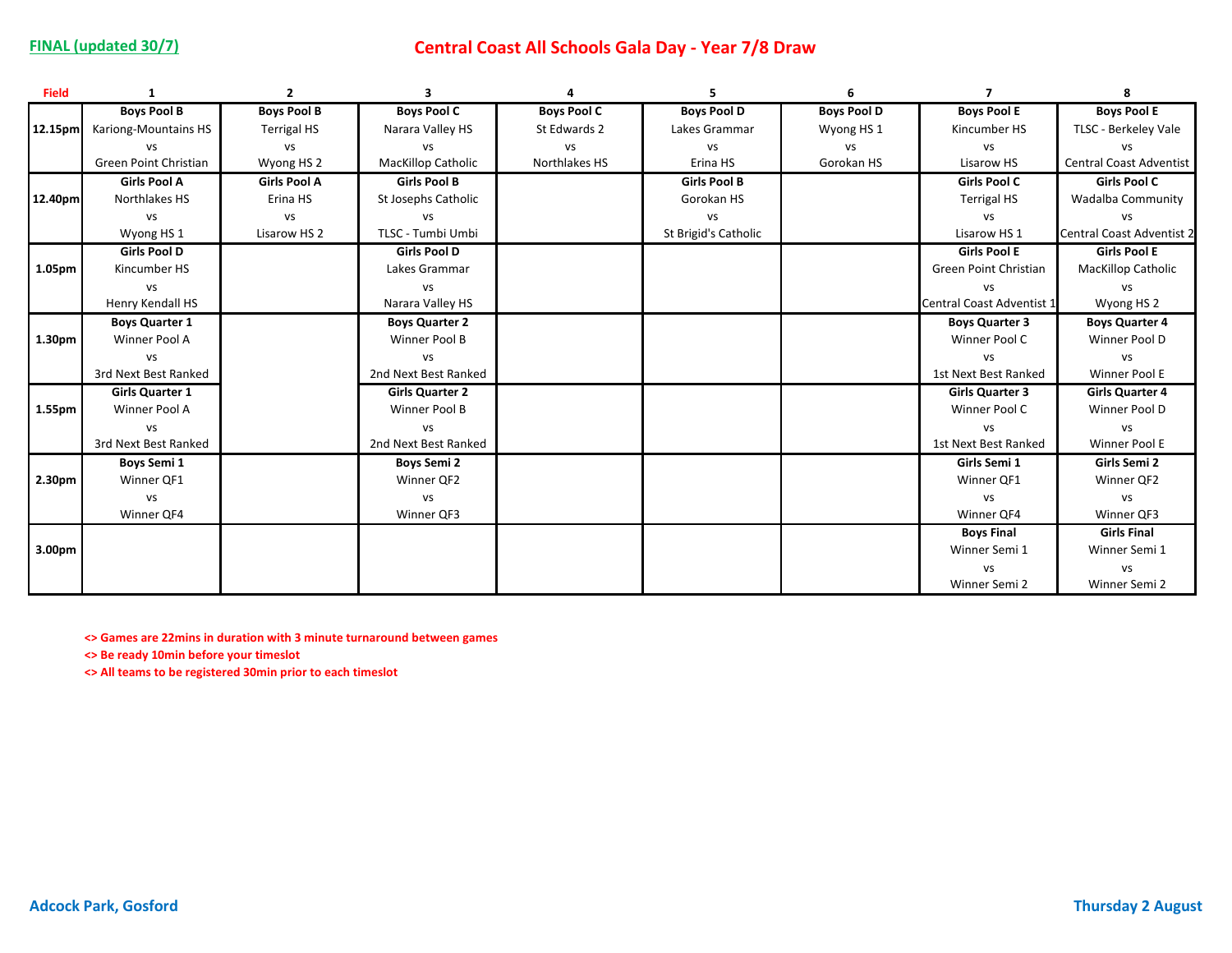**FINAL (updated 30/7)**

# Central Coast All Schools Gala Day - Year 7/8 Draw

| Field | 1 | 2 | 3 | 4 | 5 | 6 | 7 | 8 |
|---|---|---|---|---|---|---|---|---|
| **12.15pm** | **Boys Pool B**<br>Kariong-Mountains HS<br>vs<br>Green Point Christian | **Boys Pool B**<br>Terrigal HS<br>vs<br>Wyong HS 2 | **Boys Pool C**<br>Narara Valley HS<br>vs<br>MacKillop Catholic | **Boys Pool C**<br>St Edwards 2<br>vs<br>Northlakes HS | **Boys Pool D**<br>Lakes Grammar<br>vs<br>Erina HS | **Boys Pool D**<br>Wyong HS 1<br>vs<br>Gorokan HS | **Boys Pool E**<br>Kincumber HS<br>vs<br>Lisarow HS | **Boys Pool E**<br>TLSC - Berkeley Vale<br>vs<br>Central Coast Adventist |
| **12.40pm** | **Girls Pool A**<br>Northlakes HS<br>vs<br>Wyong HS 1 | **Girls Pool A**<br>Erina HS<br>vs<br>Lisarow HS 2 | **Girls Pool B**<br>St Josephs Catholic<br>vs<br>TLSC - Tumbi Umbi | | **Girls Pool B**<br>Gorokan HS<br>vs<br>St Brigid's Catholic | | **Girls Pool C**<br>Terrigal HS<br>vs<br>Lisarow HS 1 | **Girls Pool C**<br>Wadalba Community<br>vs<br>Central Coast Adventist 2 |
| **1.05pm** | **Girls Pool D**<br>Kincumber HS<br>vs<br>Henry Kendall HS | | **Girls Pool D**<br>Lakes Grammar<br>vs<br>Narara Valley HS | | | | **Girls Pool E**<br>Green Point Christian<br>vs<br>Central Coast Adventist 1 | **Girls Pool E**<br>MacKillop Catholic<br>vs<br>Wyong HS 2 |
| **1.30pm** | **Boys Quarter 1**<br>Winner Pool A<br>vs<br>3rd Next Best Ranked | | **Boys Quarter 2**<br>Winner Pool B<br>vs<br>2nd Next Best Ranked | | | | **Boys Quarter 3**<br>Winner Pool C<br>vs<br>1st Next Best Ranked | **Boys Quarter 4**<br>Winner Pool D<br>vs<br>Winner Pool E |
| **1.55pm** | **Girls Quarter 1**<br>Winner Pool A<br>vs<br>3rd Next Best Ranked | | **Girls Quarter 2**<br>Winner Pool B<br>vs<br>2nd Next Best Ranked | | | | **Girls Quarter 3**<br>Winner Pool C<br>vs<br>1st Next Best Ranked | **Girls Quarter 4**<br>Winner Pool D<br>vs<br>Winner Pool E |
| **2.30pm** | **Boys Semi 1**<br>Winner QF1<br>vs<br>Winner QF4 | | **Boys Semi 2**<br>Winner QF2<br>vs<br>Winner QF3 | | | | **Girls Semi 1**<br>Winner QF1<br>vs<br>Winner QF4 | **Girls Semi 2**<br>Winner QF2<br>vs<br>Winner QF3 |
| **3.00pm** | | | | | | | **Boys Final**<br>Winner Semi 1<br>vs<br>Winner Semi 2 | **Girls Final**<br>Winner Semi 1<br>vs<br>Winner Semi 2 |

**<> Games are 22mins in duration with 3 minute turnaround between games**

**<> Be ready 10min before your timeslot**

**<> All teams to be registered 30min prior to each timeslot**

**Adcock Park, Gosford**

**Thursday 2 August**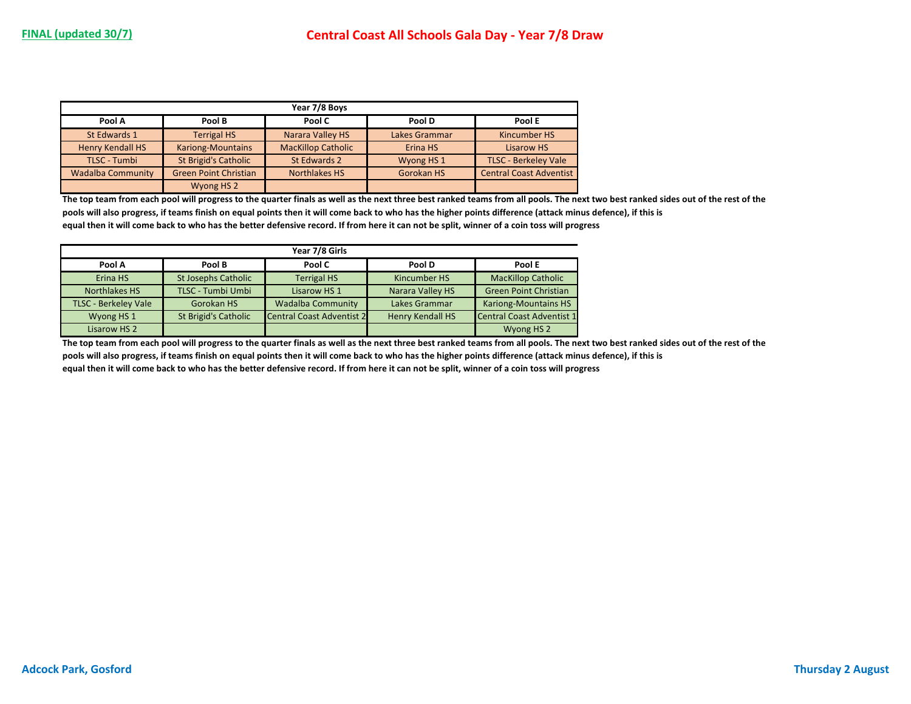**FINAL (updated 30/7)**

# Central Coast All Schools Gala Day - Year 7/8 Draw

| Year 7/8 Boys | | | | |
|---|---|---|---|---|
| **Pool A** | **Pool B** | **Pool C** | **Pool D** | **Pool E** |
| St Edwards 1 | Terrigal HS | Narara Valley HS | Lakes Grammar | Kincumber HS |
| Henry Kendall HS | Kariong-Mountains | MacKillop Catholic | Erina HS | Lisarow HS |
| TLSC - Tumbi | St Brigid's Catholic | St Edwards 2 | Wyong HS 1 | TLSC - Berkeley Vale |
| Wadalba Community | Green Point Christian | Northlakes HS | Gorokan HS | Central Coast Adventist |
| | Wyong HS 2 | | | |

**The top team from each pool will progress to the quarter finals as well as the next three best ranked teams from all pools. The next two best ranked sides out of the rest of the pools will also progress, if teams finish on equal points then it will come back to who has the higher points difference (attack minus defence), if this is equal then it will come back to who has the better defensive record. If from here it can not be split, winner of a coin toss will progress**

| Year 7/8 Girls | | | | |
|---|---|---|---|---|
| **Pool A** | **Pool B** | **Pool C** | **Pool D** | **Pool E** |
| Erina HS | St Josephs Catholic | Terrigal HS | Kincumber HS | MacKillop Catholic |
| Northlakes HS | TLSC - Tumbi Umbi | Lisarow HS 1 | Narara Valley HS | Green Point Christian |
| TLSC - Berkeley Vale | Gorokan HS | Wadalba Community | Lakes Grammar | Kariong-Mountains HS |
| Wyong HS 1 | St Brigid's Catholic | Central Coast Adventist 2 | Henry Kendall HS | Central Coast Adventist 1 |
| Lisarow HS 2 | | | | Wyong HS 2 |

**The top team from each pool will progress to the quarter finals as well as the next three best ranked teams from all pools. The next two best ranked sides out of the rest of the pools will also progress, if teams finish on equal points then it will come back to who has the higher points difference (attack minus defence), if this is equal then it will come back to who has the better defensive record. If from here it can not be split, winner of a coin toss will progress**

**Adcock Park, Gosford**

**Thursday 2 August**